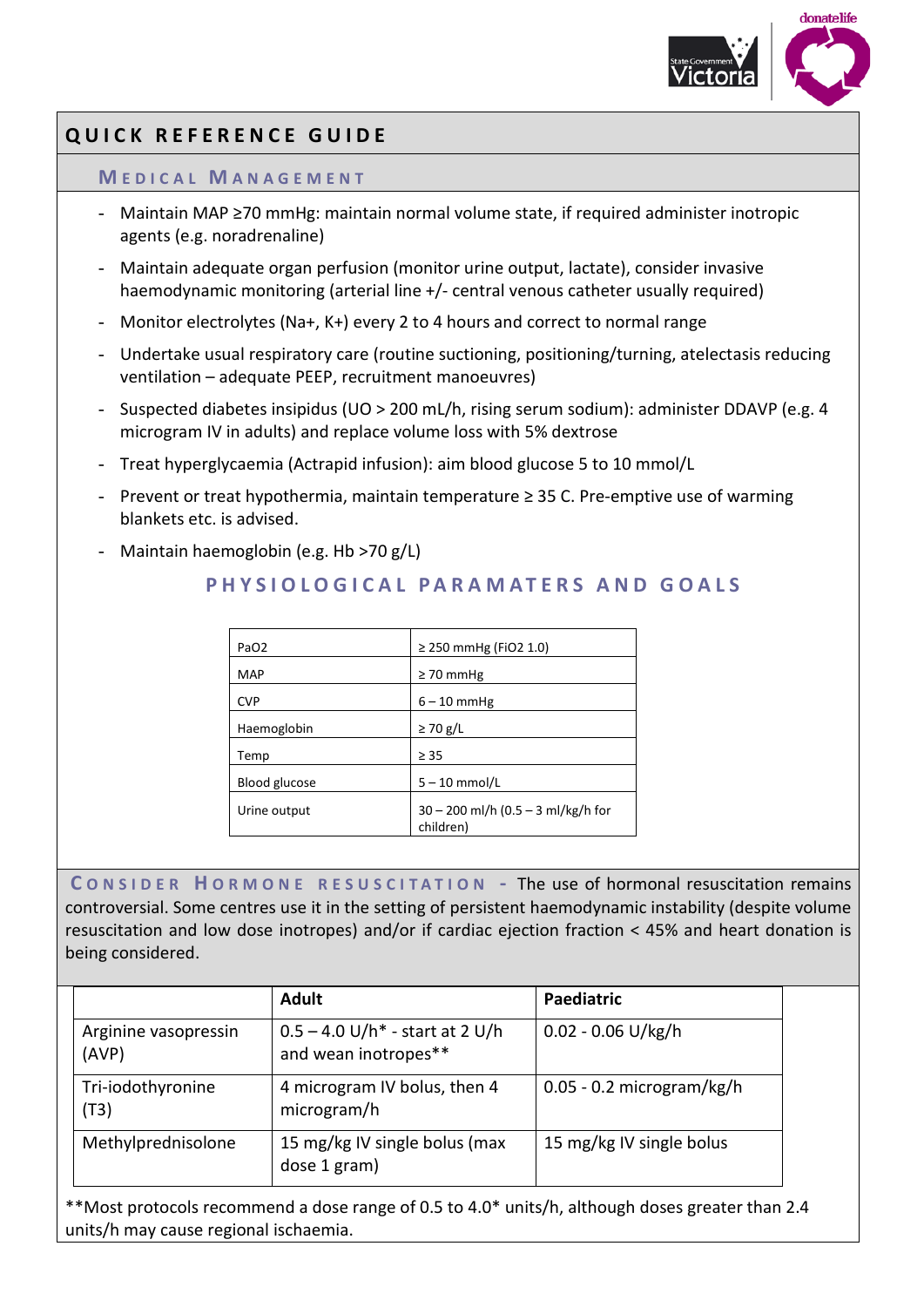# QUICK REFERENCE GUIDE

## MEDICAL MANAGEMENT

- Maintain MAP ≥70 mmHg: maintain normal volume state, if required administer inotropic agents (e.g. noradrenaline)
- Maintain adequate organ perfusion (monitor urine output, lactate), consider invasive haemodynamic monitoring (arterial line +/- central venous catheter usually required)
- Monitor electrolytes (Na+, K+) every 2 to 4 hours and correct to normal range
- Undertake usual respiratory care (routine suctioning, positioning/turning, atelectasis reducing ventilation – adequate PEEP, recruitment manoeuvres)
- Suspected diabetes insipidus (UO > 200 mL/h, rising serum sodium): administer DDAVP (e.g. 4 microgram IV in adults) and replace volume loss with 5% dextrose
- Treat hyperglycaemia (Actrapid infusion): aim blood glucose 5 to 10 mmol/L
- Prevent or treat hypothermia, maintain temperature ≥ 35 C. Pre-emptive use of warming blankets etc. is advised.
- Maintain haemoglobin (e.g. Hb >70 g/L)

## PHYSIOLOGICAL PARAMATERS AND GOALS

| | |
|---|---|
| PaO2 | ≥ 250 mmHg (FiO2 1.0) |
| MAP | ≥ 70 mmHg |
| CVP | 6 – 10 mmHg |
| Haemoglobin | ≥ 70 g/L |
| Temp | ≥ 35 |
| Blood glucose | 5 – 10 mmol/L |
| Urine output | 30 – 200 ml/h (0.5 – 3 ml/kg/h for children) |

**CONSIDER HORMONE RESUSCITATION** - The use of hormonal resuscitation remains controversial. Some centres use it in the setting of persistent haemodynamic instability (despite volume resuscitation and low dose inotropes) and/or if cardiac ejection fraction < 45% and heart donation is being considered.

| | Adult | Paediatric |
|---|---|---|
| Arginine vasopressin (AVP) | 0.5 – 4.0 U/h* - start at 2 U/h and wean inotropes** | 0.02 - 0.06 U/kg/h |
| Tri-iodothyronine (T3) | 4 microgram IV bolus, then 4 microgram/h | 0.05 - 0.2 microgram/kg/h |
| Methylprednisolone | 15 mg/kg IV single bolus (max dose 1 gram) | 15 mg/kg IV single bolus |

**Most protocols recommend a dose range of 0.5 to 4.0* units/h, although doses greater than 2.4 units/h may cause regional ischaemia.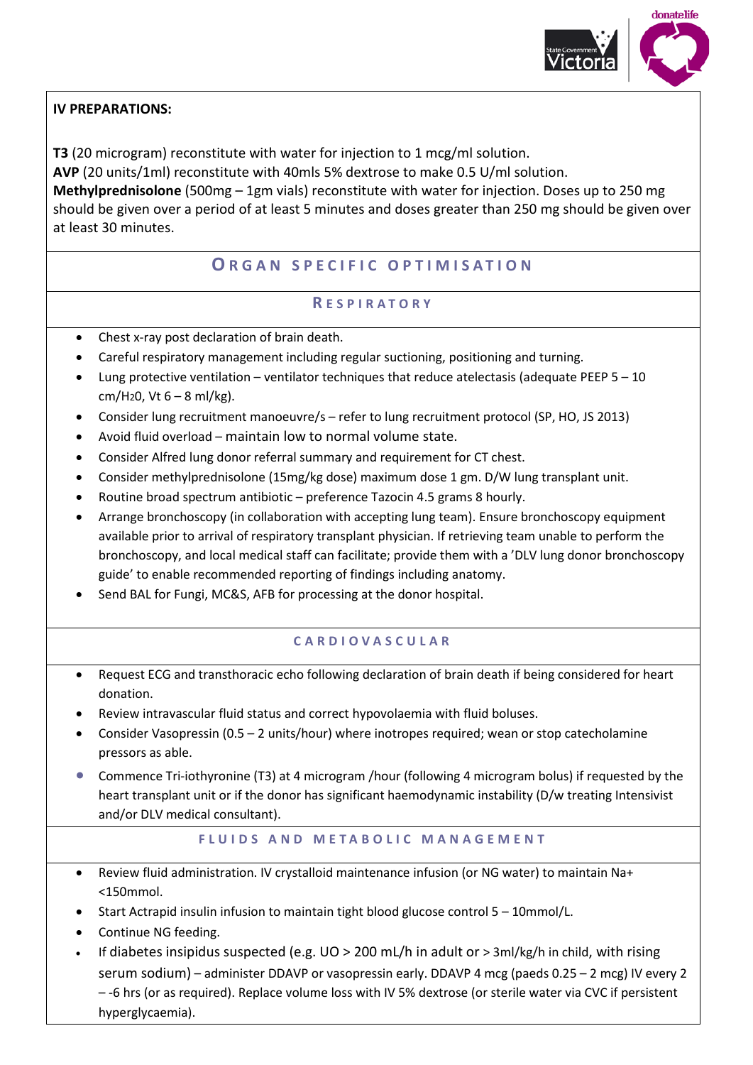**IV PREPARATIONS:**

**T3** (20 microgram) reconstitute with water for injection to 1 mcg/ml solution.
**AVP** (20 units/1ml) reconstitute with 40mls 5% dextrose to make 0.5 U/ml solution.
**Methylprednisolone** (500mg – 1gm vials) reconstitute with water for injection. Doses up to 250 mg should be given over a period of at least 5 minutes and doses greater than 250 mg should be given over at least 30 minutes.

## ORGAN SPECIFIC OPTIMISATION

### RESPIRATORY

- Chest x-ray post declaration of brain death.
- Careful respiratory management including regular suctioning, positioning and turning.
- Lung protective ventilation – ventilator techniques that reduce atelectasis (adequate PEEP 5 – 10 cm/$H_2O$, Vt 6 – 8 ml/kg).
- Consider lung recruitment manoeuvre/s – refer to lung recruitment protocol (SP, HO, JS 2013)
- Avoid fluid overload – maintain low to normal volume state.
- Consider Alfred lung donor referral summary and requirement for CT chest.
- Consider methylprednisolone (15mg/kg dose) maximum dose 1 gm. D/W lung transplant unit.
- Routine broad spectrum antibiotic – preference Tazocin 4.5 grams 8 hourly.
- Arrange bronchoscopy (in collaboration with accepting lung team). Ensure bronchoscopy equipment available prior to arrival of respiratory transplant physician. If retrieving team unable to perform the bronchoscopy, and local medical staff can facilitate; provide them with a 'DLV lung donor bronchoscopy guide' to enable recommended reporting of findings including anatomy.
- Send BAL for Fungi, MC&S, AFB for processing at the donor hospital.

### CARDIOVASCULAR

- Request ECG and transthoracic echo following declaration of brain death if being considered for heart donation.
- Review intravascular fluid status and correct hypovolaemia with fluid boluses.
- Consider Vasopressin (0.5 – 2 units/hour) where inotropes required; wean or stop catecholamine pressors as able.
- Commence Tri-iothyronine (T3) at 4 microgram /hour (following 4 microgram bolus) if requested by the heart transplant unit or if the donor has significant haemodynamic instability (D/w treating Intensivist and/or DLV medical consultant).

### FLUIDS AND METABOLIC MANAGEMENT

- Review fluid administration. IV crystalloid maintenance infusion (or NG water) to maintain Na+ <150mmol.
- Start Actrapid insulin infusion to maintain tight blood glucose control 5 – 10mmol/L.
- Continue NG feeding.
- If diabetes insipidus suspected (e.g. UO > 200 mL/h in adult or > 3ml/kg/h in child, with rising serum sodium) – administer DDAVP or vasopressin early. DDAVP 4 mcg (paeds 0.25 – 2 mcg) IV every 2 – -6 hrs (or as required). Replace volume loss with IV 5% dextrose (or sterile water via CVC if persistent hyperglycaemia).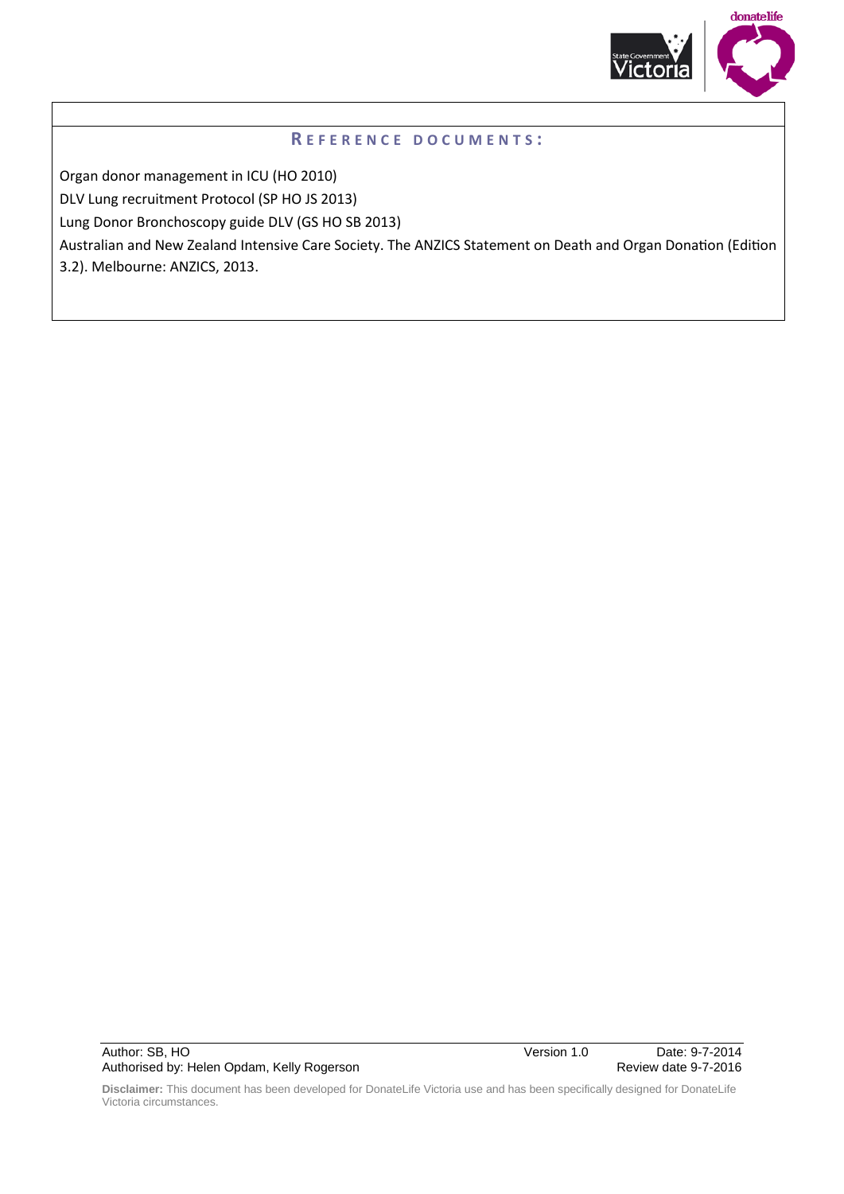## REFERENCE DOCUMENTS:

Organ donor management in ICU (HO 2010)

DLV Lung recruitment Protocol (SP HO JS 2013)

Lung Donor Bronchoscopy guide DLV (GS HO SB 2013)

Australian and New Zealand Intensive Care Society. The ANZICS Statement on Death and Organ Donation (Edition 3.2). Melbourne: ANZICS, 2013.

Author: SB, HO | Version 1.0 | Date: 9-7-2014

Authorised by: Helen Opdam, Kelly Rogerson | Review date 9-7-2016

**Disclaimer:** This document has been developed for DonateLife Victoria use and has been specifically designed for DonateLife Victoria circumstances.